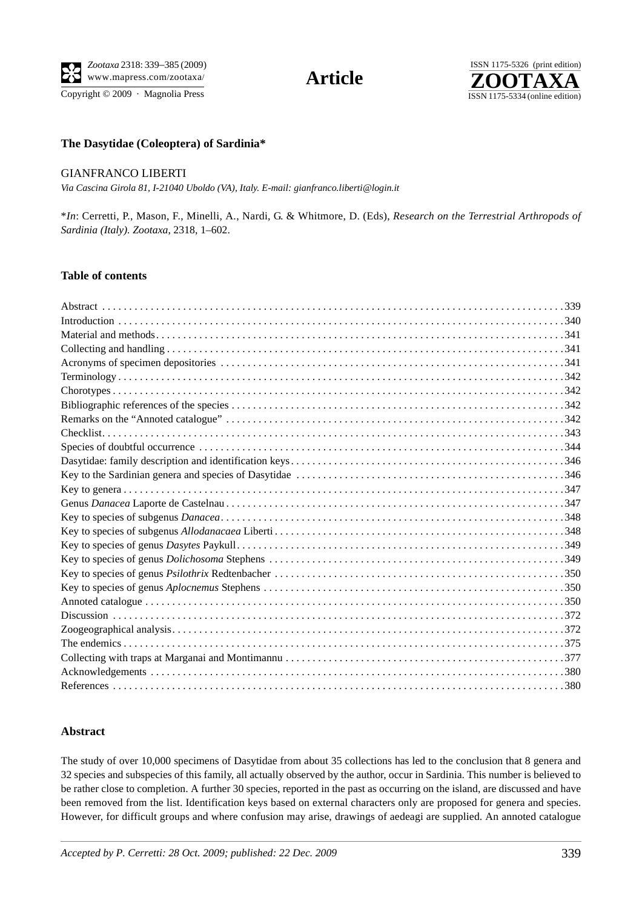**The Dasytidae (Coleoptera) of Sardinia***

GIANFRANCO LIBERTI

*Via Cascina Girola 81, I-21040 Uboldo (VA), Italy. E-mail: gianfranco.liberti@login.it*

\**In*: Cerretti, P., Mason, F., Minelli, A., Nardi, G. & Whitmore, D. (Eds), *Research on the Terrestrial Arthropods of Sardinia (Italy)*. *Zootaxa*, 2318, 1–602.

### Table of contents

- Abstract . . . 339
- Introduction . . . 340
- Material and methods . . . 341
- Collecting and handling . . . 341
- Acronyms of specimen depositories . . . 341
- Terminology . . . 342
- Chorotypes . . . 342
- Bibliographic references of the species . . . 342
- Remarks on the "Annoted catalogue" . . . 342
- Checklist . . . 343
- Species of doubtful occurrence . . . 344
- Dasytidae: family description and identification keys . . . 346
- Key to the Sardinian genera and species of Dasytidae . . . 346
- Key to genera . . . 347
- Genus *Danacea* Laporte de Castelnau . . . 347
- Key to species of subgenus *Danacea* . . . 348
- Key to species of subgenus *Allodanacaea* Liberti . . . 348
- Key to species of genus *Dasytes* Paykull . . . 349
- Key to species of genus *Dolichosoma* Stephens . . . 349
- Key to species of genus *Psilothrix* Redtenbacher . . . 350
- Key to species of genus *Aplocnemus* Stephens . . . 350
- Annoted catalogue . . . 350
- Discussion . . . 372
- Zoogeographical analysis . . . 372
- The endemics . . . 375
- Collecting with traps at Marganai and Montimannu . . . 377
- Acknowledgements . . . 380
- References . . . 380

### Abstract

The study of over 10,000 specimens of Dasytidae from about 35 collections has led to the conclusion that 8 genera and 32 species and subspecies of this family, all actually observed by the author, occur in Sardinia. This number is believed to be rather close to completion. A further 30 species, reported in the past as occurring on the island, are discussed and have been removed from the list. Identification keys based on external characters only are proposed for genera and species. However, for difficult groups and where confusion may arise, drawings of aedeagi are supplied. An annoted catalogue

*Accepted by P. Cerretti: 28 Oct. 2009; published: 22 Dec. 2009*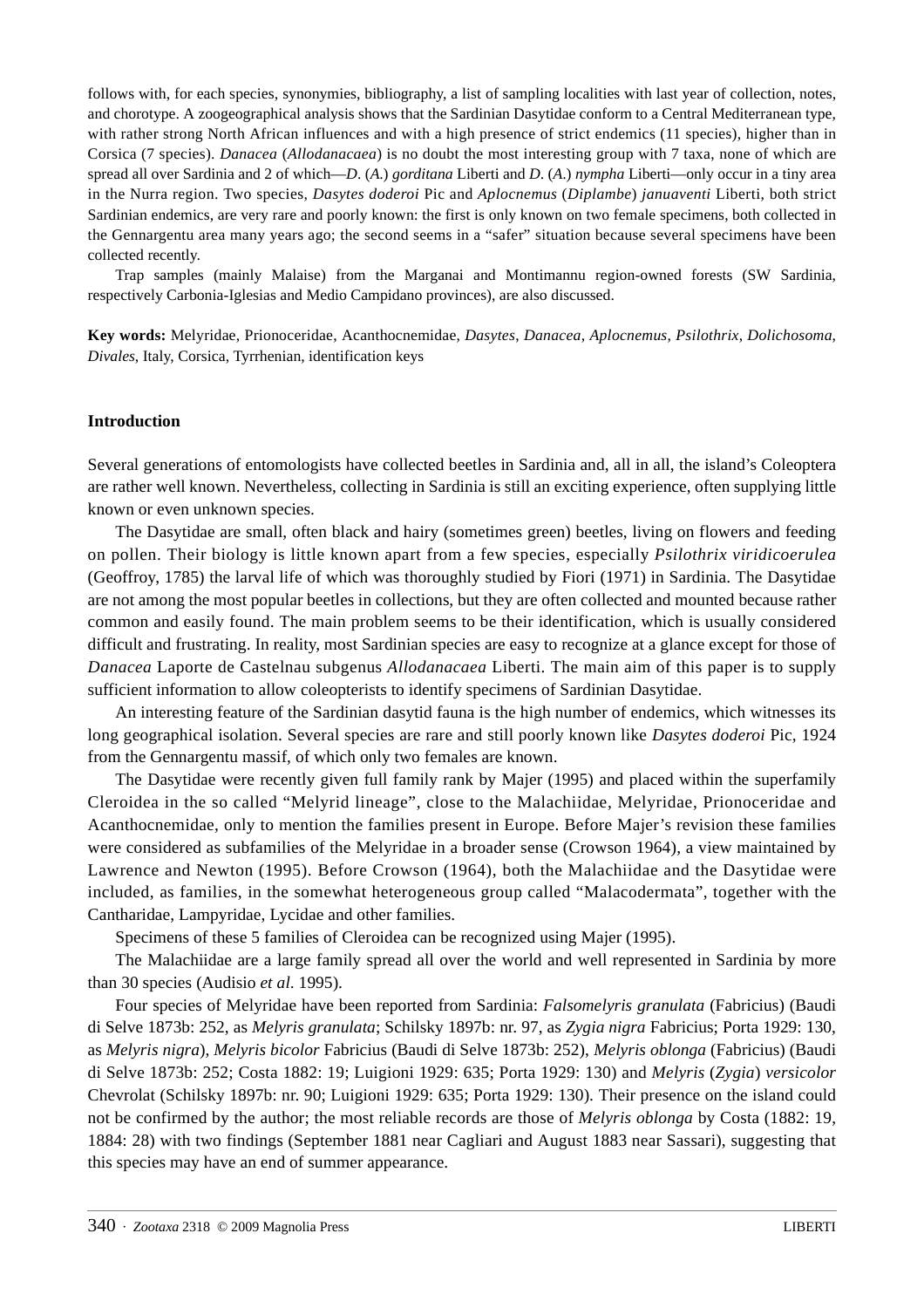follows with, for each species, synonymies, bibliography, a list of sampling localities with last year of collection, notes, and chorotype. A zoogeographical analysis shows that the Sardinian Dasytidae conform to a Central Mediterranean type, with rather strong North African influences and with a high presence of strict endemics (11 species), higher than in Corsica (7 species). *Danacea* (*Allodanacaea*) is no doubt the most interesting group with 7 taxa, none of which are spread all over Sardinia and 2 of which—*D*. (*A*.) *gorditana* Liberti and *D*. (*A*.) *nympha* Liberti—only occur in a tiny area in the Nurra region. Two species, *Dasytes doderoi* Pic and *Aplocnemus* (*Diplambe*) *januaventi* Liberti, both strict Sardinian endemics, are very rare and poorly known: the first is only known on two female specimens, both collected in the Gennargentu area many years ago; the second seems in a "safer" situation because several specimens have been collected recently.

Trap samples (mainly Malaise) from the Marganai and Montimannu region-owned forests (SW Sardinia, respectively Carbonia-Iglesias and Medio Campidano provinces), are also discussed.

**Key words:** Melyridae, Prionoceridae, Acanthocnemidae, *Dasytes*, *Danacea*, *Aplocnemus*, *Psilothrix*, *Dolichosoma*, *Divales*, Italy, Corsica, Tyrrhenian, identification keys

## Introduction

Several generations of entomologists have collected beetles in Sardinia and, all in all, the island's Coleoptera are rather well known. Nevertheless, collecting in Sardinia is still an exciting experience, often supplying little known or even unknown species.

The Dasytidae are small, often black and hairy (sometimes green) beetles, living on flowers and feeding on pollen. Their biology is little known apart from a few species, especially *Psilothrix viridicoerulea* (Geoffroy, 1785) the larval life of which was thoroughly studied by Fiori (1971) in Sardinia. The Dasytidae are not among the most popular beetles in collections, but they are often collected and mounted because rather common and easily found. The main problem seems to be their identification, which is usually considered difficult and frustrating. In reality, most Sardinian species are easy to recognize at a glance except for those of *Danacea* Laporte de Castelnau subgenus *Allodanacaea* Liberti. The main aim of this paper is to supply sufficient information to allow coleopterists to identify specimens of Sardinian Dasytidae.

An interesting feature of the Sardinian dasytid fauna is the high number of endemics, which witnesses its long geographical isolation. Several species are rare and still poorly known like *Dasytes doderoi* Pic, 1924 from the Gennargentu massif, of which only two females are known.

The Dasytidae were recently given full family rank by Majer (1995) and placed within the superfamily Cleroidea in the so called "Melyrid lineage", close to the Malachiidae, Melyridae, Prionoceridae and Acanthocnemidae, only to mention the families present in Europe. Before Majer's revision these families were considered as subfamilies of the Melyridae in a broader sense (Crowson 1964), a view maintained by Lawrence and Newton (1995). Before Crowson (1964), both the Malachiidae and the Dasytidae were included, as families, in the somewhat heterogeneous group called "Malacodermata", together with the Cantharidae, Lampyridae, Lycidae and other families.

Specimens of these 5 families of Cleroidea can be recognized using Majer (1995).

The Malachiidae are a large family spread all over the world and well represented in Sardinia by more than 30 species (Audisio *et al*. 1995).

Four species of Melyridae have been reported from Sardinia: *Falsomelyris granulata* (Fabricius) (Baudi di Selve 1873b: 252, as *Melyris granulata*; Schilsky 1897b: nr. 97, as *Zygia nigra* Fabricius; Porta 1929: 130, as *Melyris nigra*), *Melyris bicolor* Fabricius (Baudi di Selve 1873b: 252), *Melyris oblonga* (Fabricius) (Baudi di Selve 1873b: 252; Costa 1882: 19; Luigioni 1929: 635; Porta 1929: 130) and *Melyris* (*Zygia*) *versicolor* Chevrolat (Schilsky 1897b: nr. 90; Luigioni 1929: 635; Porta 1929: 130). Their presence on the island could not be confirmed by the author; the most reliable records are those of *Melyris oblonga* by Costa (1882: 19, 1884: 28) with two findings (September 1881 near Cagliari and August 1883 near Sassari), suggesting that this species may have an end of summer appearance.